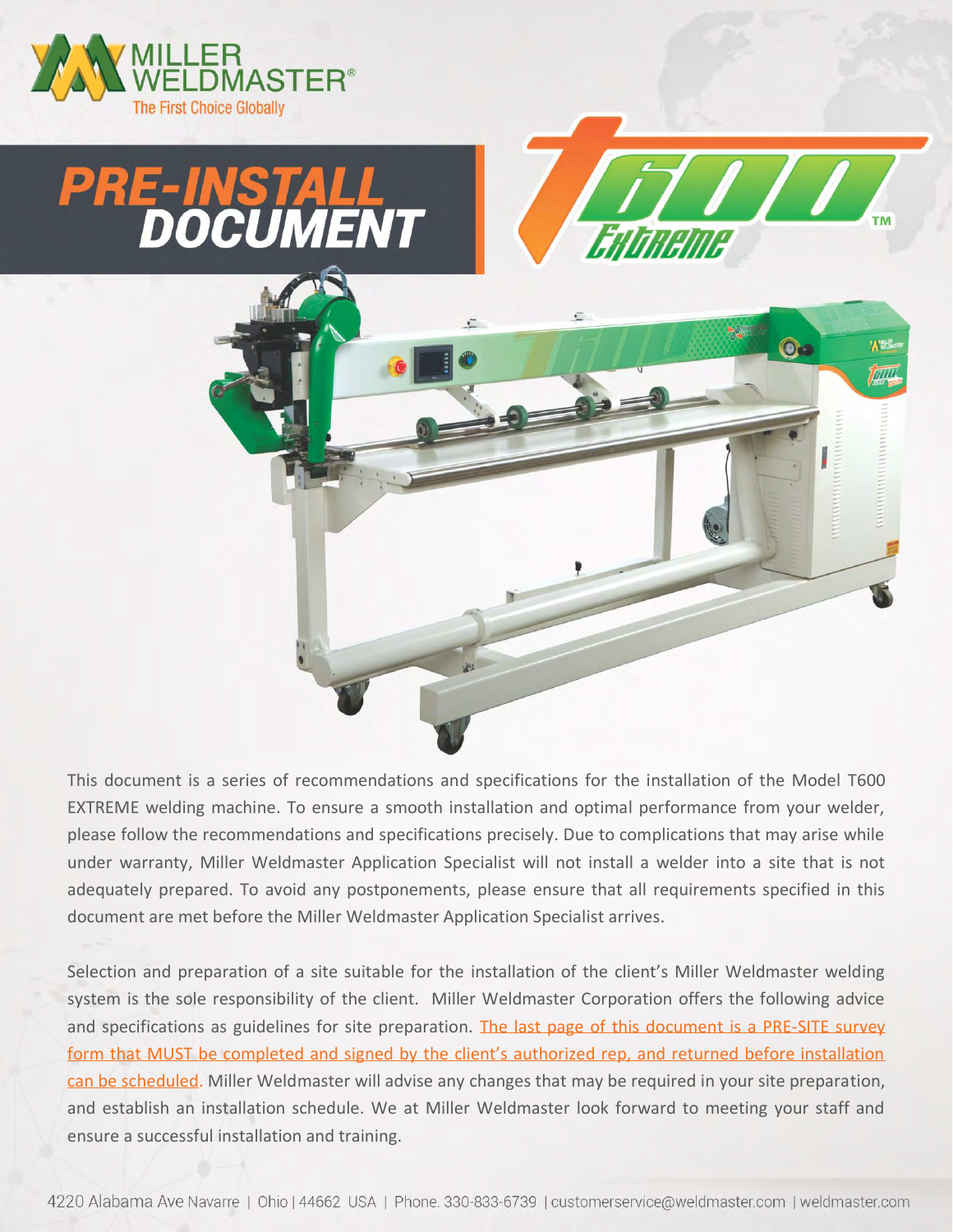MILLER WELDMASTER®
The First Choice Globally

# PRE-INSTALL DOCUMENT

T600 Extreme™

This document is a series of recommendations and specifications for the installation of the Model T600 EXTREME welding machine. To ensure a smooth installation and optimal performance from your welder, please follow the recommendations and specifications precisely. Due to complications that may arise while under warranty, Miller Weldmaster Application Specialist will not install a welder into a site that is not adequately prepared. To avoid any postponements, please ensure that all requirements specified in this document are met before the Miller Weldmaster Application Specialist arrives.

Selection and preparation of a site suitable for the installation of the client's Miller Weldmaster welding system is the sole responsibility of the client. Miller Weldmaster Corporation offers the following advice and specifications as guidelines for site preparation. The last page of this document is a PRE-SITE survey form that MUST be completed and signed by the client's authorized rep, and returned before installation can be scheduled. Miller Weldmaster will advise any changes that may be required in your site preparation, and establish an installation schedule. We at Miller Weldmaster look forward to meeting your staff and ensure a successful installation and training.

4220 Alabama Ave Navarre | Ohio | 44662 USA | Phone. 330-833-6739 | customerservice@weldmaster.com | weldmaster.com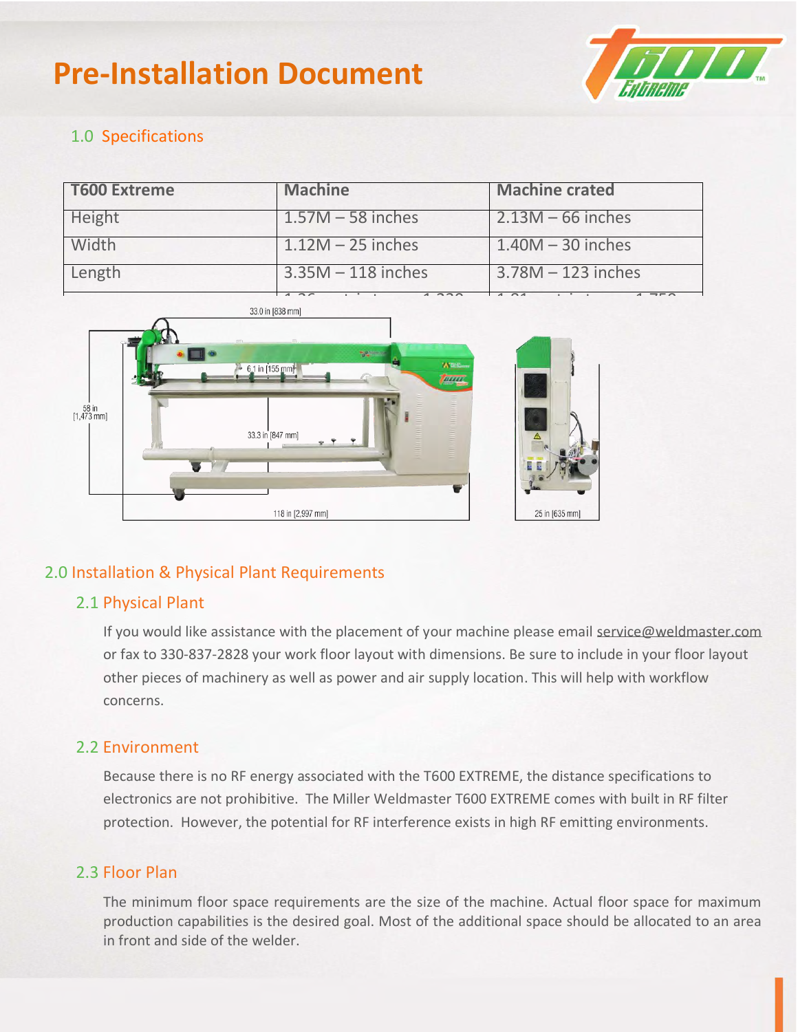# Pre-Installation Document

## 1.0 Specifications

| T600 Extreme | Machine | Machine crated |
|---|---|---|
| Height | 1.57M – 58 inches | 2.13M – 66 inches |
| Width | 1.12M – 25 inches | 1.40M – 30 inches |
| Length | 3.35M – 118 inches | 3.78M – 123 inches |

## 2.0 Installation & Physical Plant Requirements

### 2.1 Physical Plant

If you would like assistance with the placement of your machine please email service@weldmaster.com or fax to 330-837-2828 your work floor layout with dimensions. Be sure to include in your floor layout other pieces of machinery as well as power and air supply location. This will help with workflow concerns.

### 2.2 Environment

Because there is no RF energy associated with the T600 EXTREME, the distance specifications to electronics are not prohibitive. The Miller Weldmaster T600 EXTREME comes with built in RF filter protection. However, the potential for RF interference exists in high RF emitting environments.

### 2.3 Floor Plan

The minimum floor space requirements are the size of the machine. Actual floor space for maximum production capabilities is the desired goal. Most of the additional space should be allocated to an area in front and side of the welder.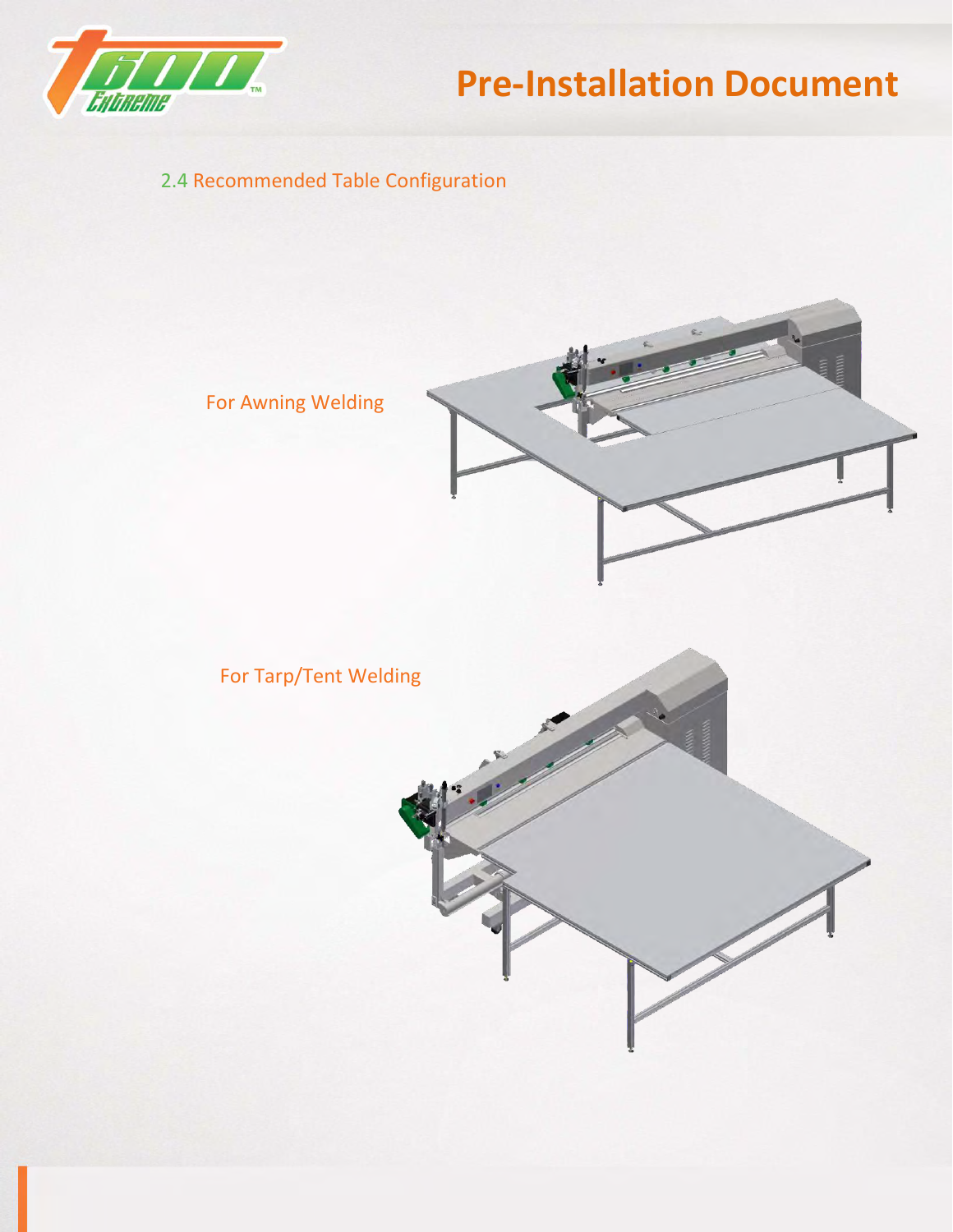## 2.4 Recommended Table Configuration

For Awning Welding

For Tarp/Tent Welding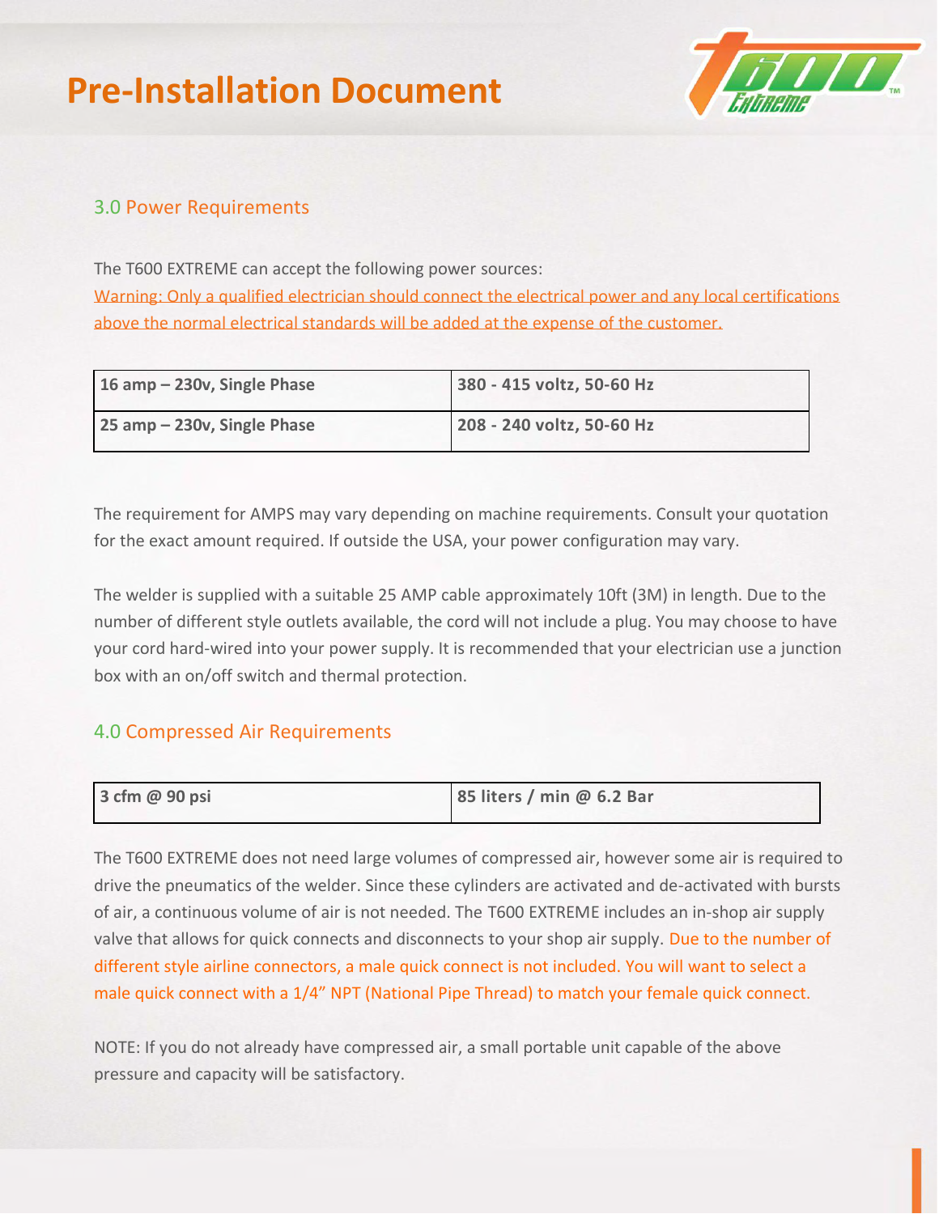## 3.0 Power Requirements

The T600 EXTREME can accept the following power sources:

Warning: Only a qualified electrician should connect the electrical power and any local certifications above the normal electrical standards will be added at the expense of the customer.

| **16 amp – 230v, Single Phase** | **380 - 415 voltz, 50-60 Hz** |
|---|---|
| **25 amp – 230v, Single Phase** | **208 - 240 voltz, 50-60 Hz** |

The requirement for AMPS may vary depending on machine requirements. Consult your quotation for the exact amount required. If outside the USA, your power configuration may vary.

The welder is supplied with a suitable 25 AMP cable approximately 10ft (3M) in length. Due to the number of different style outlets available, the cord will not include a plug. You may choose to have your cord hard-wired into your power supply. It is recommended that your electrician use a junction box with an on/off switch and thermal protection.

## 4.0 Compressed Air Requirements

| **3 cfm @ 90 psi** | **85 liters / min @ 6.2 Bar** |
|---|---|

The T600 EXTREME does not need large volumes of compressed air, however some air is required to drive the pneumatics of the welder. Since these cylinders are activated and de-activated with bursts of air, a continuous volume of air is not needed. The T600 EXTREME includes an in-shop air supply valve that allows for quick connects and disconnects to your shop air supply. Due to the number of different style airline connectors, a male quick connect is not included. You will want to select a male quick connect with a 1/4" NPT (National Pipe Thread) to match your female quick connect.

NOTE: If you do not already have compressed air, a small portable unit capable of the above pressure and capacity will be satisfactory.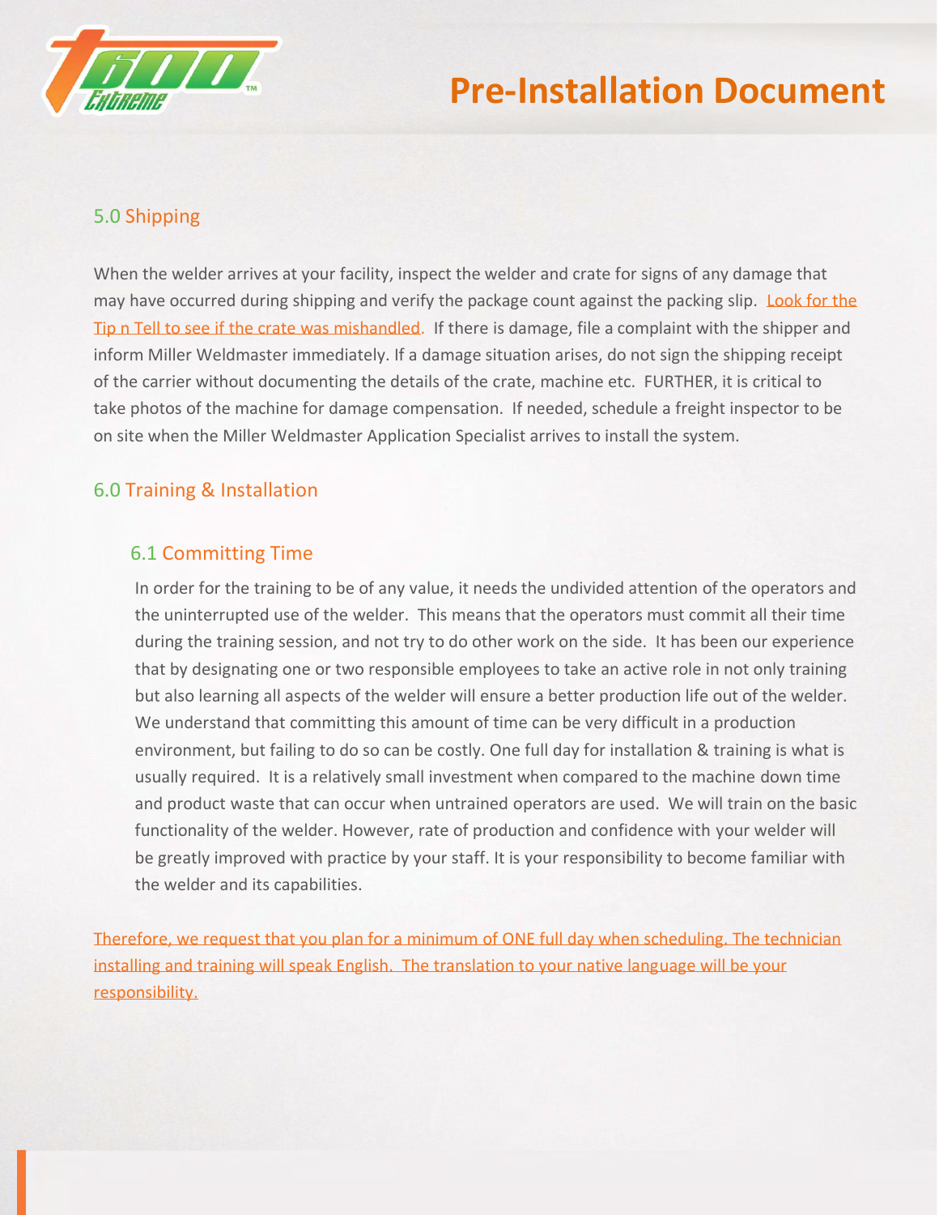## 5.0 Shipping

When the welder arrives at your facility, inspect the welder and crate for signs of any damage that may have occurred during shipping and verify the package count against the packing slip. Look for the Tip n Tell to see if the crate was mishandled. If there is damage, file a complaint with the shipper and inform Miller Weldmaster immediately. If a damage situation arises, do not sign the shipping receipt of the carrier without documenting the details of the crate, machine etc. FURTHER, it is critical to take photos of the machine for damage compensation. If needed, schedule a freight inspector to be on site when the Miller Weldmaster Application Specialist arrives to install the system.

## 6.0 Training & Installation

### 6.1 Committing Time

In order for the training to be of any value, it needs the undivided attention of the operators and the uninterrupted use of the welder. This means that the operators must commit all their time during the training session, and not try to do other work on the side. It has been our experience that by designating one or two responsible employees to take an active role in not only training but also learning all aspects of the welder will ensure a better production life out of the welder. We understand that committing this amount of time can be very difficult in a production environment, but failing to do so can be costly. One full day for installation & training is what is usually required. It is a relatively small investment when compared to the machine down time and product waste that can occur when untrained operators are used. We will train on the basic functionality of the welder. However, rate of production and confidence with your welder will be greatly improved with practice by your staff. It is your responsibility to become familiar with the welder and its capabilities.

Therefore, we request that you plan for a minimum of ONE full day when scheduling. The technician installing and training will speak English. The translation to your native language will be your responsibility.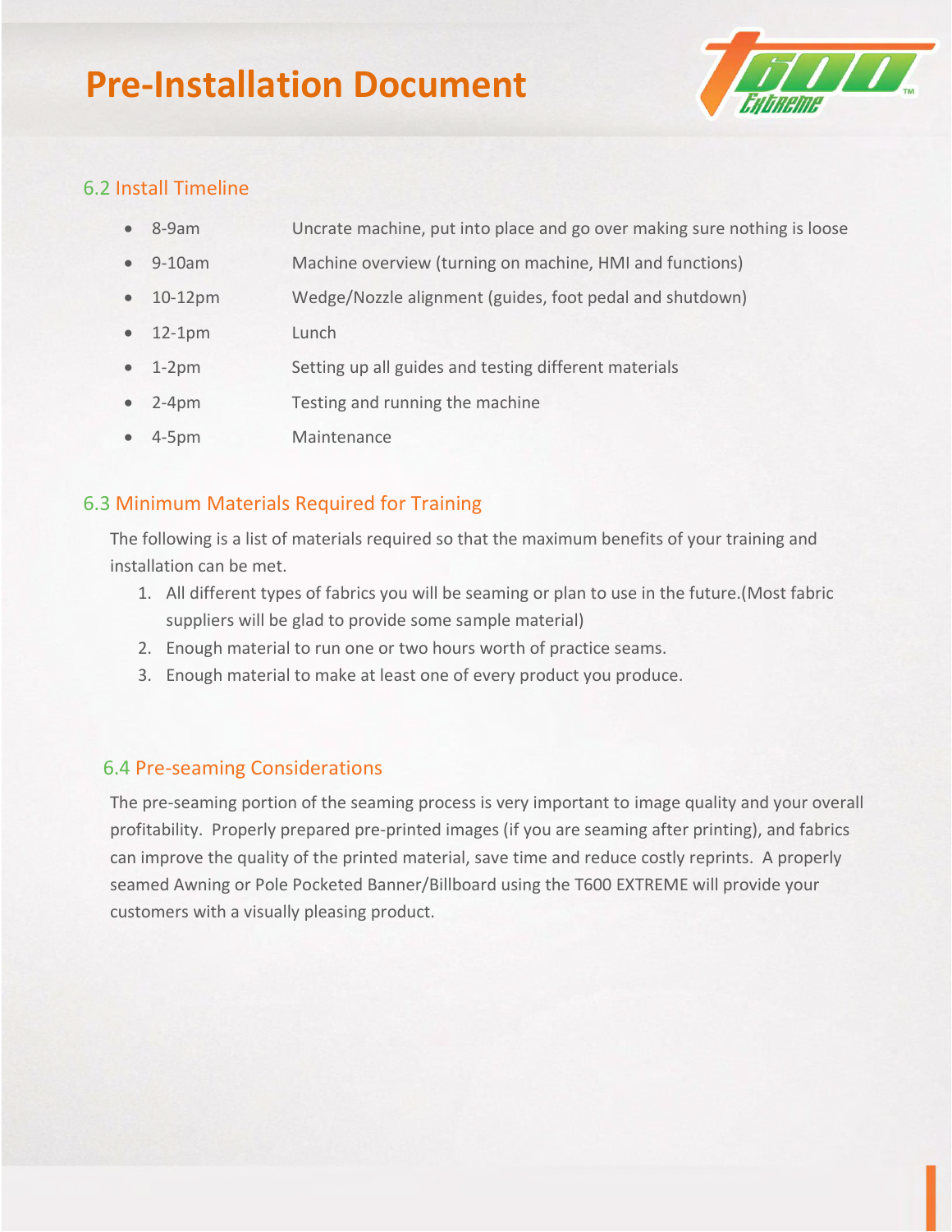# Pre-Installation Document

## 6.2 Install Timeline

- 8-9am Uncrate machine, put into place and go over making sure nothing is loose
- 9-10am Machine overview (turning on machine, HMI and functions)
- 10-12pm Wedge/Nozzle alignment (guides, foot pedal and shutdown)
- 12-1pm Lunch
- 1-2pm Setting up all guides and testing different materials
- 2-4pm Testing and running the machine
- 4-5pm Maintenance

## 6.3 Minimum Materials Required for Training

The following is a list of materials required so that the maximum benefits of your training and installation can be met.

1. All different types of fabrics you will be seaming or plan to use in the future.(Most fabric suppliers will be glad to provide some sample material)
2. Enough material to run one or two hours worth of practice seams.
3. Enough material to make at least one of every product you produce.

## 6.4 Pre-seaming Considerations

The pre-seaming portion of the seaming process is very important to image quality and your overall profitability. Properly prepared pre-printed images (if you are seaming after printing), and fabrics can improve the quality of the printed material, save time and reduce costly reprints. A properly seamed Awning or Pole Pocketed Banner/Billboard using the T600 EXTREME will provide your customers with a visually pleasing product.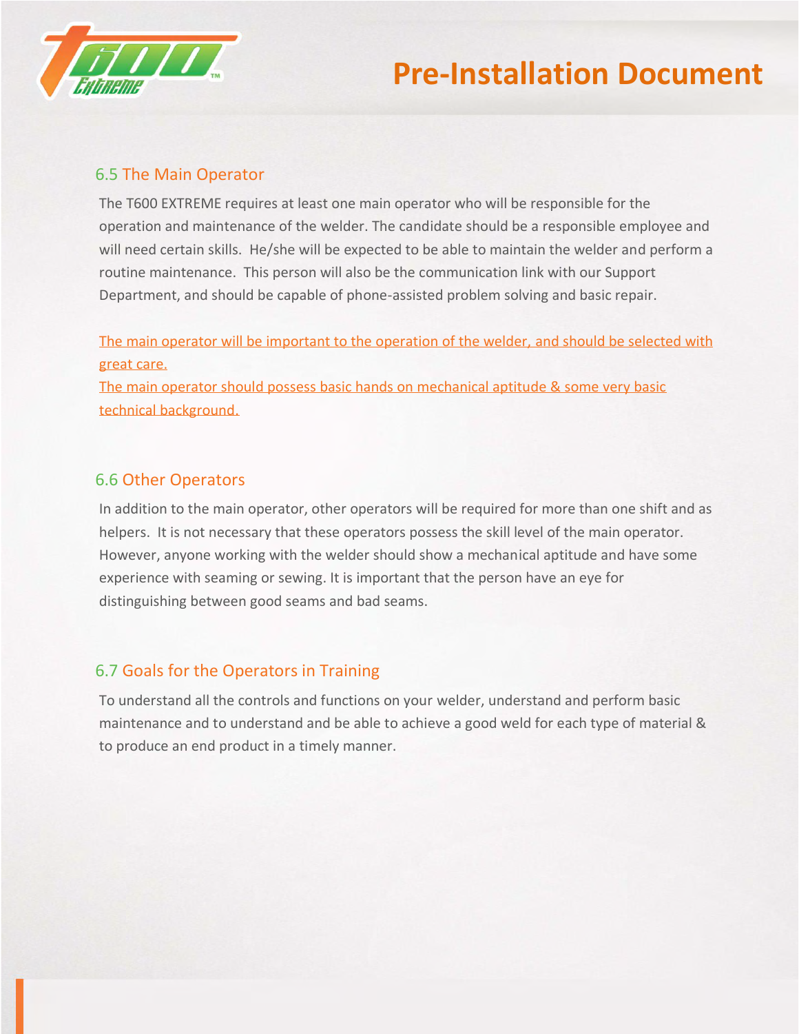## 6.5 The Main Operator

The T600 EXTREME requires at least one main operator who will be responsible for the operation and maintenance of the welder. The candidate should be a responsible employee and will need certain skills. He/she will be expected to be able to maintain the welder and perform a routine maintenance. This person will also be the communication link with our Support Department, and should be capable of phone-assisted problem solving and basic repair.

<u>The main operator will be important to the operation of the welder, and should be selected with great care.</u>
<u>The main operator should possess basic hands on mechanical aptitude & some very basic technical background.</u>

## 6.6 Other Operators

In addition to the main operator, other operators will be required for more than one shift and as helpers. It is not necessary that these operators possess the skill level of the main operator. However, anyone working with the welder should show a mechanical aptitude and have some experience with seaming or sewing. It is important that the person have an eye for distinguishing between good seams and bad seams.

## 6.7 Goals for the Operators in Training

To understand all the controls and functions on your welder, understand and perform basic maintenance and to understand and be able to achieve a good weld for each type of material & to produce an end product in a timely manner.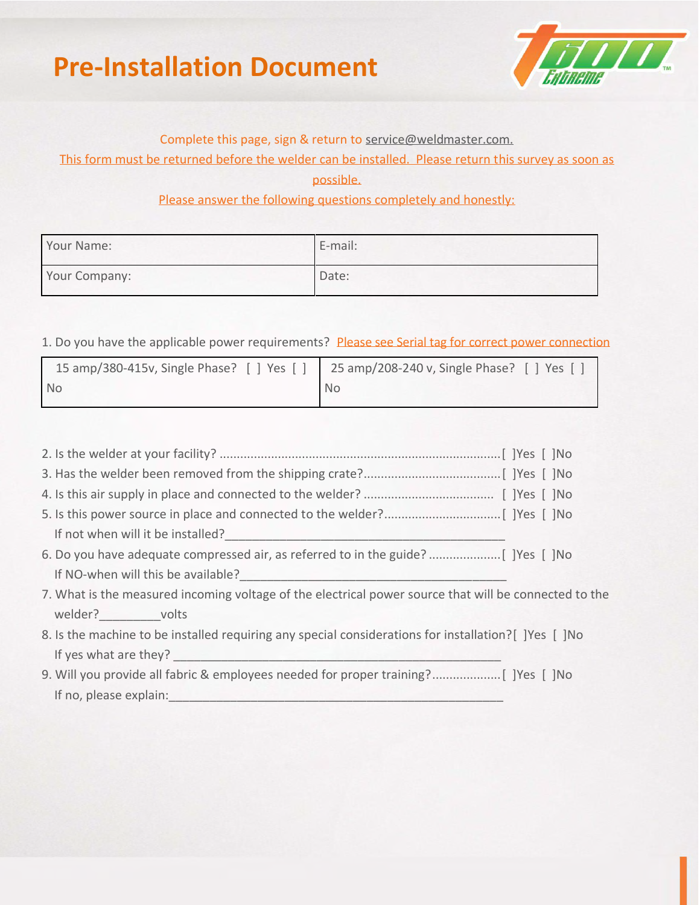# Pre-Installation Document

Complete this page, sign & return to service@weldmaster.com.

This form must be returned before the welder can be installed. Please return this survey as soon as possible.

Please answer the following questions completely and honestly:

| Your Name: | E-mail: |
|---|---|
| Your Company: | Date: |

1. Do you have the applicable power requirements? Please see Serial tag for correct power connection

| 15 amp/380-415v, Single Phase? [ ] Yes [ ] No | 25 amp/208-240 v, Single Phase? [ ] Yes [ ] No |
|---|---|

2. Is the welder at your facility? ................................................................................[ ]Yes [ ]No
3. Has the welder been removed from the shipping crate?.......................................[ ]Yes [ ]No
4. Is this air supply in place and connected to the welder? ..................................... [ ]Yes [ ]No
5. Is this power source in place and connected to the welder?.................................[ ]Yes [ ]No
   If not when will it be installed?__________________________________________
6. Do you have adequate compressed air, as referred to in the guide? .....................[ ]Yes [ ]No
   If NO-when will this be available?_______________________________________
7. What is the measured incoming voltage of the electrical power source that will be connected to the welder?_________volts
8. Is the machine to be installed requiring any special considerations for installation?[ ]Yes [ ]No
   If yes what are they? _________________________________________________
9. Will you provide all fabric & employees needed for proper training?...................[ ]Yes [ ]No
   If no, please explain:___________________________________________________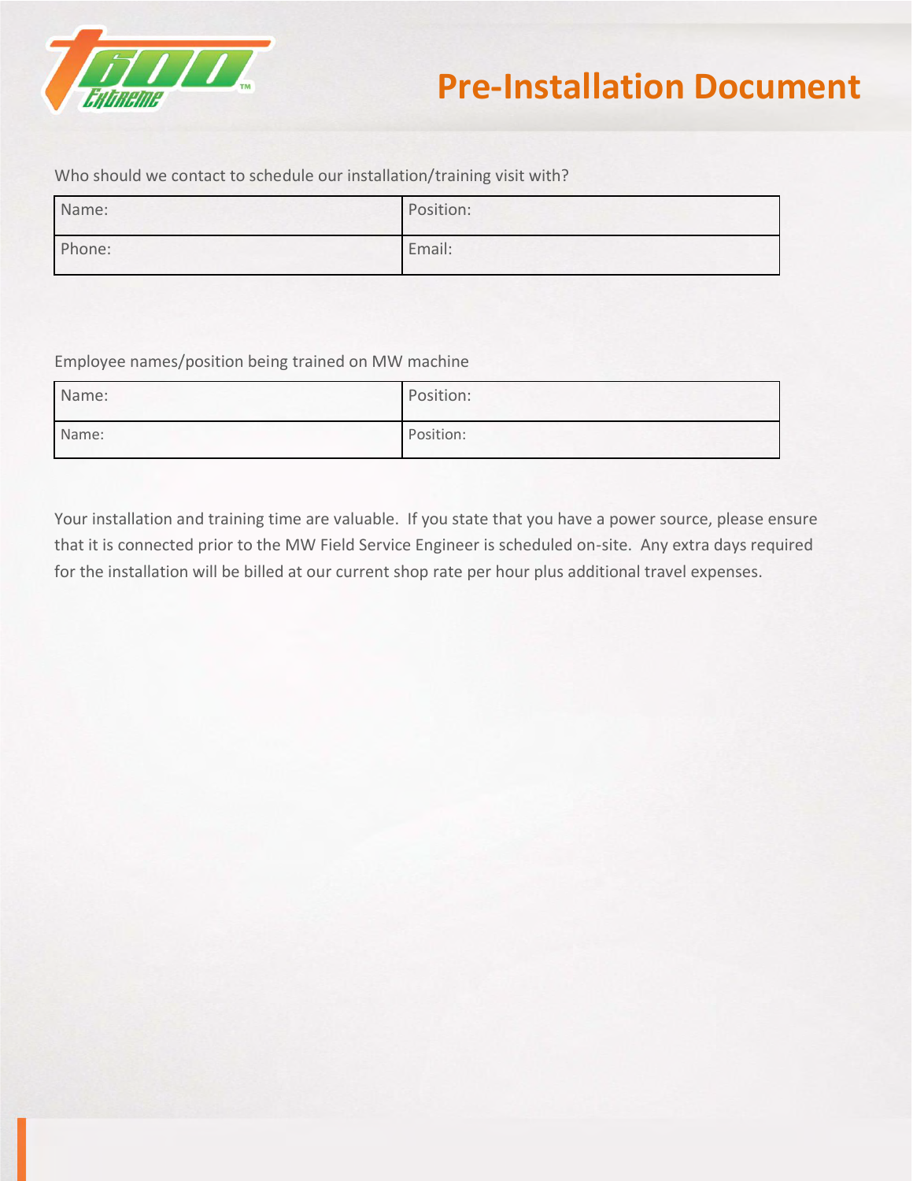# Pre-Installation Document

Who should we contact to schedule our installation/training visit with?

| | |
|---|---|
| Name: | Position: |
| Phone: | Email: |

Employee names/position being trained on MW machine

| | |
|---|---|
| Name: | Position: |
| Name: | Position: |

Your installation and training time are valuable. If you state that you have a power source, please ensure that it is connected prior to the MW Field Service Engineer is scheduled on-site. Any extra days required for the installation will be billed at our current shop rate per hour plus additional travel expenses.